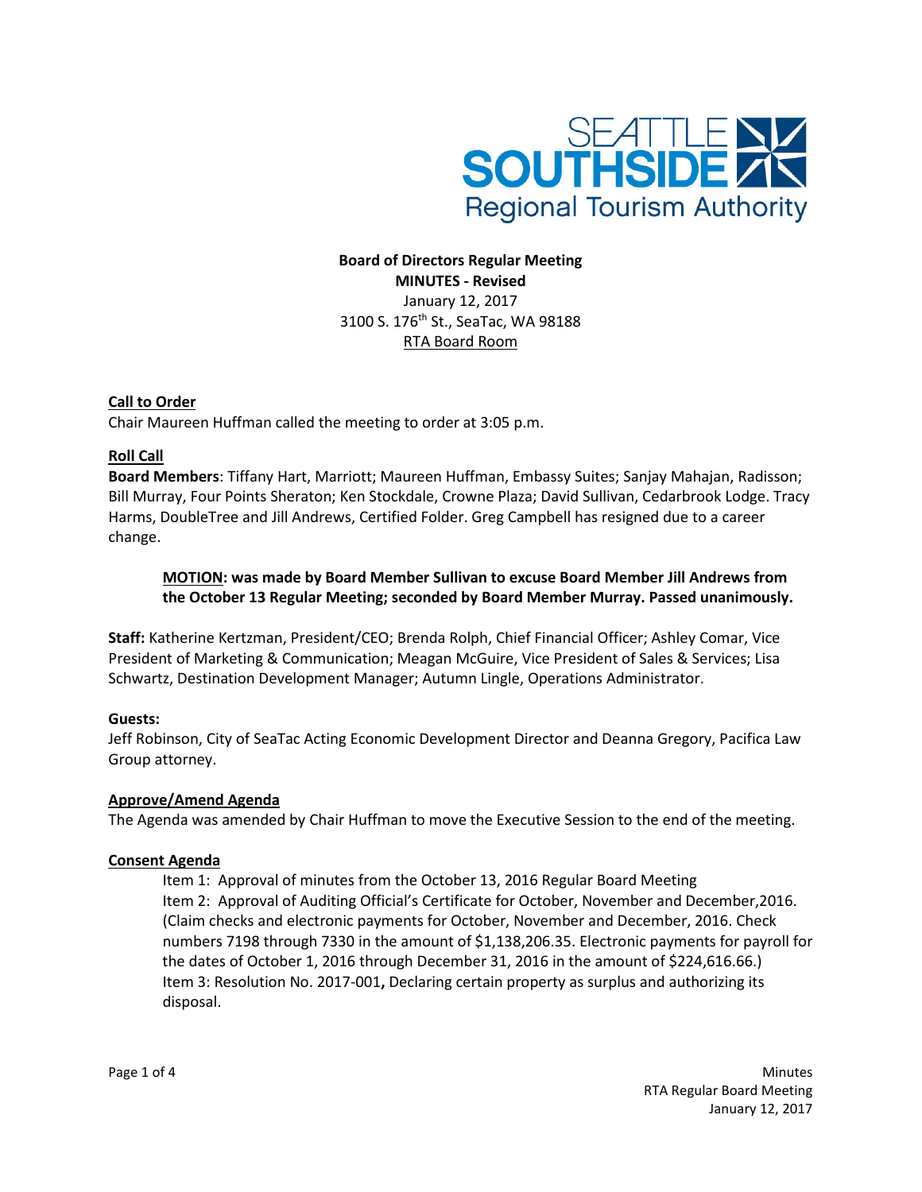SEATTLE SOUTHSIDE Regional Tourism Authority

**Board of Directors Regular Meeting**
**MINUTES - Revised**
January 12, 2017
3100 S. 176th St., SeaTac, WA 98188
RTA Board Room

**Call to Order**
Chair Maureen Huffman called the meeting to order at 3:05 p.m.

**Roll Call**
**Board Members**: Tiffany Hart, Marriott; Maureen Huffman, Embassy Suites; Sanjay Mahajan, Radisson; Bill Murray, Four Points Sheraton; Ken Stockdale, Crowne Plaza; David Sullivan, Cedarbrook Lodge. Tracy Harms, DoubleTree and Jill Andrews, Certified Folder. Greg Campbell has resigned due to a career change.

> **MOTION: was made by Board Member Sullivan to excuse Board Member Jill Andrews from the October 13 Regular Meeting; seconded by Board Member Murray. Passed unanimously.**

**Staff:** Katherine Kertzman, President/CEO; Brenda Rolph, Chief Financial Officer; Ashley Comar, Vice President of Marketing & Communication; Meagan McGuire, Vice President of Sales & Services; Lisa Schwartz, Destination Development Manager; Autumn Lingle, Operations Administrator.

**Guests:**
Jeff Robinson, City of SeaTac Acting Economic Development Director and Deanna Gregory, Pacifica Law Group attorney.

**Approve/Amend Agenda**
The Agenda was amended by Chair Huffman to move the Executive Session to the end of the meeting.

**Consent Agenda**
> Item 1: Approval of minutes from the October 13, 2016 Regular Board Meeting
> Item 2: Approval of Auditing Official's Certificate for October, November and December,2016. (Claim checks and electronic payments for October, November and December, 2016. Check numbers 7198 through 7330 in the amount of $1,138,206.35. Electronic payments for payroll for the dates of October 1, 2016 through December 31, 2016 in the amount of $224,616.66.)
> Item 3: Resolution No. 2017-001**,** Declaring certain property as surplus and authorizing its disposal.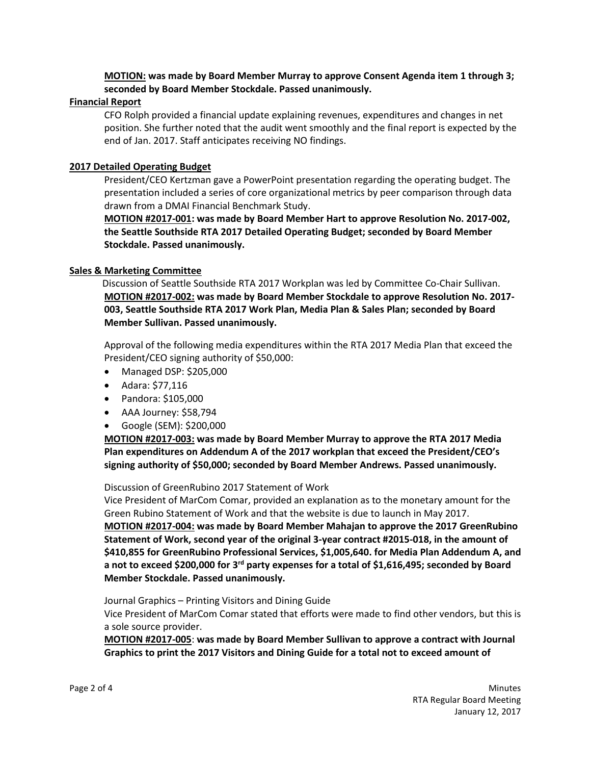**MOTION: was made by Board Member Murray to approve Consent Agenda item 1 through 3; seconded by Board Member Stockdale. Passed unanimously.**

**Financial Report**

CFO Rolph provided a financial update explaining revenues, expenditures and changes in net position. She further noted that the audit went smoothly and the final report is expected by the end of Jan. 2017. Staff anticipates receiving NO findings.

**2017 Detailed Operating Budget**

President/CEO Kertzman gave a PowerPoint presentation regarding the operating budget. The presentation included a series of core organizational metrics by peer comparison through data drawn from a DMAI Financial Benchmark Study.

**MOTION #2017-001: was made by Board Member Hart to approve Resolution No. 2017-002, the Seattle Southside RTA 2017 Detailed Operating Budget; seconded by Board Member Stockdale. Passed unanimously.**

**Sales & Marketing Committee**

Discussion of Seattle Southside RTA 2017 Workplan was led by Committee Co-Chair Sullivan.

**MOTION #2017-002: was made by Board Member Stockdale to approve Resolution No. 2017-003, Seattle Southside RTA 2017 Work Plan, Media Plan & Sales Plan; seconded by Board Member Sullivan. Passed unanimously.**

Approval of the following media expenditures within the RTA 2017 Media Plan that exceed the President/CEO signing authority of $50,000:

- Managed DSP: $205,000
- Adara: $77,116
- Pandora: $105,000
- AAA Journey: $58,794
- Google (SEM): $200,000

**MOTION #2017-003: was made by Board Member Murray to approve the RTA 2017 Media Plan expenditures on Addendum A of the 2017 workplan that exceed the President/CEO's signing authority of $50,000; seconded by Board Member Andrews. Passed unanimously.**

Discussion of GreenRubino 2017 Statement of Work

Vice President of MarCom Comar, provided an explanation as to the monetary amount for the Green Rubino Statement of Work and that the website is due to launch in May 2017.

**MOTION #2017-004: was made by Board Member Mahajan to approve the 2017 GreenRubino Statement of Work, second year of the original 3-year contract #2015-018, in the amount of $410,855 for GreenRubino Professional Services, $1,005,640. for Media Plan Addendum A, and a not to exceed $200,000 for 3rd party expenses for a total of $1,616,495; seconded by Board Member Stockdale. Passed unanimously.**

Journal Graphics – Printing Visitors and Dining Guide

Vice President of MarCom Comar stated that efforts were made to find other vendors, but this is a sole source provider.

**MOTION #2017-005**: **was made by Board Member Sullivan to approve a contract with Journal Graphics to print the 2017 Visitors and Dining Guide for a total not to exceed amount of**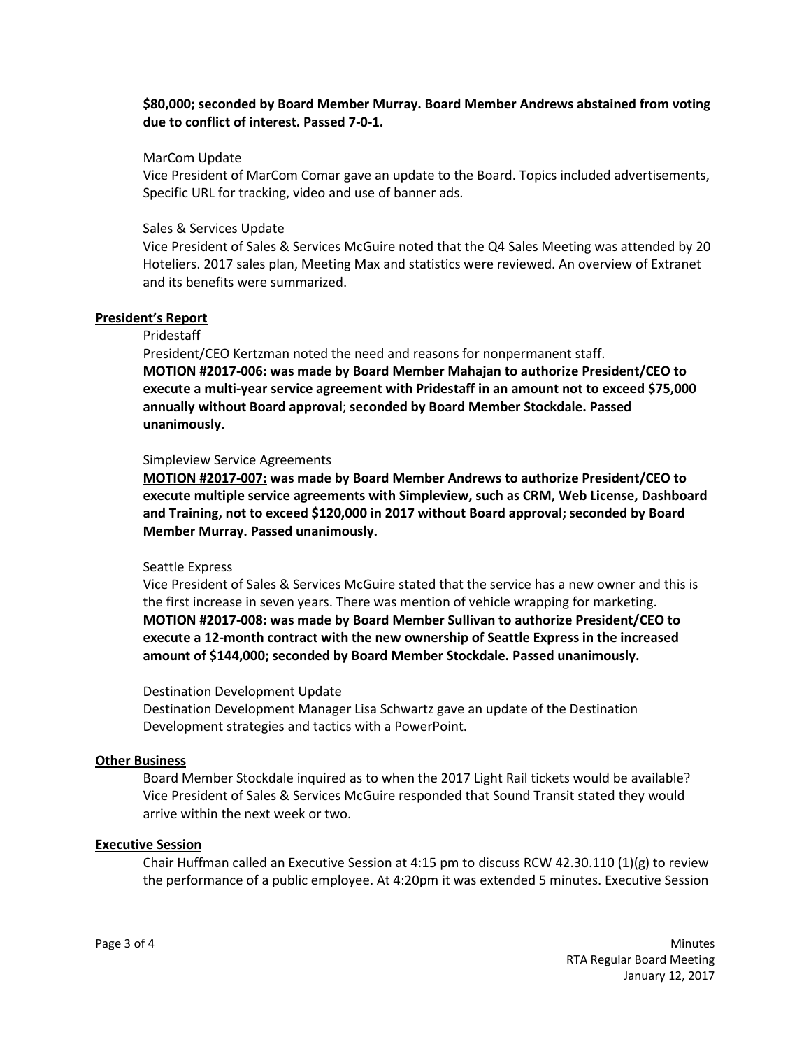**$80,000; seconded by Board Member Murray. Board Member Andrews abstained from voting due to conflict of interest. Passed 7-0-1.**

MarCom Update

Vice President of MarCom Comar gave an update to the Board. Topics included advertisements, Specific URL for tracking, video and use of banner ads.

Sales & Services Update

Vice President of Sales & Services McGuire noted that the Q4 Sales Meeting was attended by 20 Hoteliers. 2017 sales plan, Meeting Max and statistics were reviewed. An overview of Extranet and its benefits were summarized.

**President's Report**

Pridestaff

President/CEO Kertzman noted the need and reasons for nonpermanent staff.

**MOTION #2017-006: was made by Board Member Mahajan to authorize President/CEO to execute a multi-year service agreement with Pridestaff in an amount not to exceed $75,000 annually without Board approval; seconded by Board Member Stockdale. Passed unanimously.**

Simpleview Service Agreements

**MOTION #2017-007: was made by Board Member Andrews to authorize President/CEO to execute multiple service agreements with Simpleview, such as CRM, Web License, Dashboard and Training, not to exceed $120,000 in 2017 without Board approval; seconded by Board Member Murray. Passed unanimously.**

Seattle Express

Vice President of Sales & Services McGuire stated that the service has a new owner and this is the first increase in seven years. There was mention of vehicle wrapping for marketing.

**MOTION #2017-008: was made by Board Member Sullivan to authorize President/CEO to execute a 12-month contract with the new ownership of Seattle Express in the increased amount of $144,000; seconded by Board Member Stockdale. Passed unanimously.**

Destination Development Update

Destination Development Manager Lisa Schwartz gave an update of the Destination Development strategies and tactics with a PowerPoint.

**Other Business**

Board Member Stockdale inquired as to when the 2017 Light Rail tickets would be available? Vice President of Sales & Services McGuire responded that Sound Transit stated they would arrive within the next week or two.

**Executive Session**

Chair Huffman called an Executive Session at 4:15 pm to discuss RCW 42.30.110 (1)(g) to review the performance of a public employee. At 4:20pm it was extended 5 minutes. Executive Session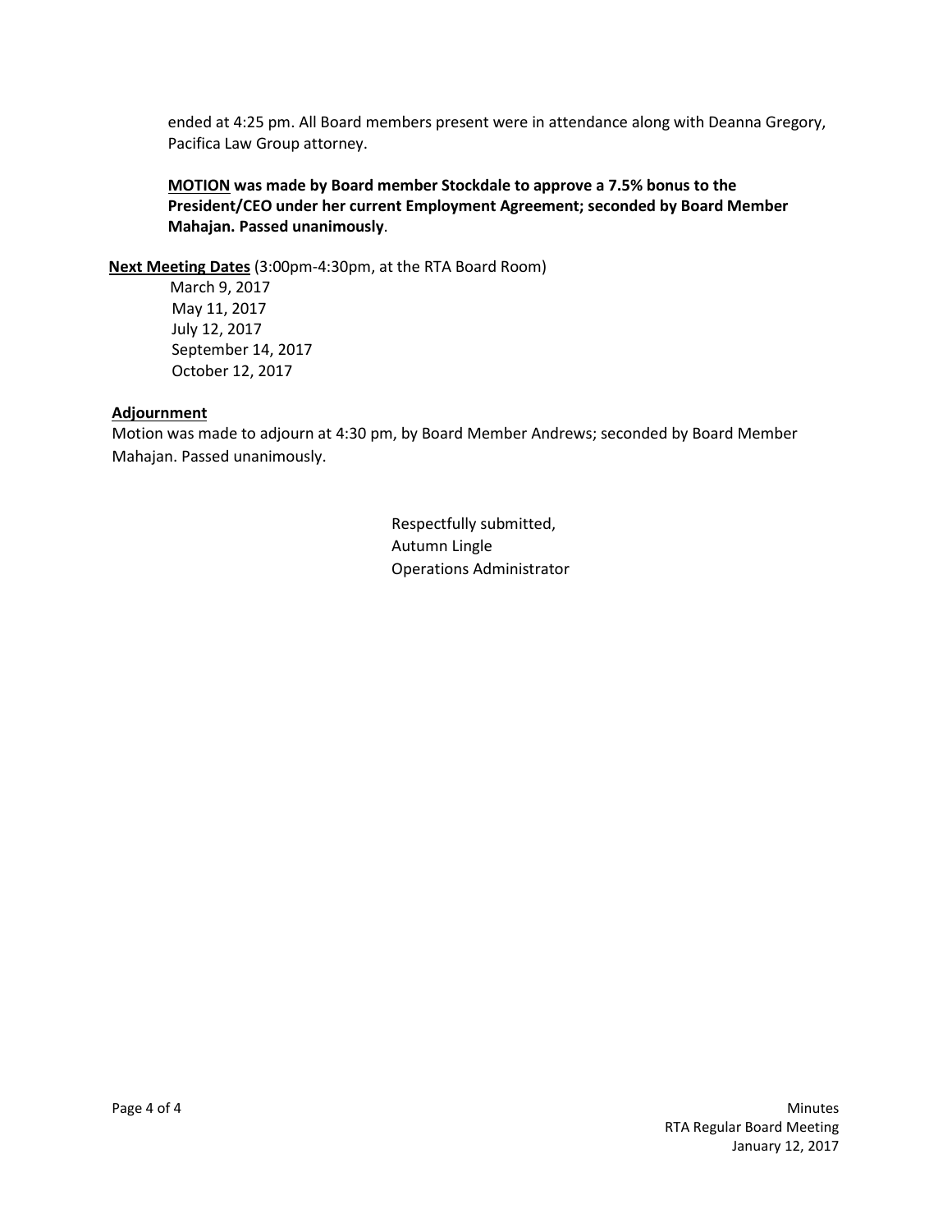ended at 4:25 pm. All Board members present were in attendance along with Deanna Gregory, Pacifica Law Group attorney.

**<u>MOTION</u> was made by Board member Stockdale to approve a 7.5% bonus to the President/CEO under her current Employment Agreement; seconded by Board Member Mahajan. Passed unanimously**.

**<u>Next Meeting Dates</u>** (3:00pm-4:30pm, at the RTA Board Room)

March 9, 2017
May 11, 2017
July 12, 2017
September 14, 2017
October 12, 2017

**<u>Adjournment</u>**

Motion was made to adjourn at 4:30 pm, by Board Member Andrews; seconded by Board Member Mahajan. Passed unanimously.

Respectfully submitted,
Autumn Lingle
Operations Administrator